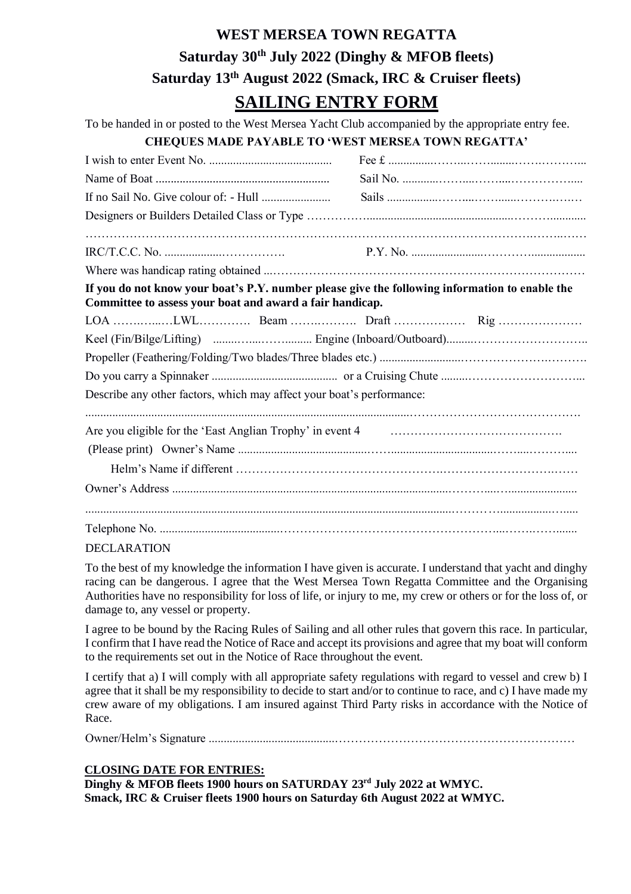# WEST MERSEA TOWN REGATTA

## Saturday 30th July 2022 (Dinghy & MFOB fleets)

## Saturday 13th August 2022 (Smack, IRC & Cruiser fleets)

# SAILING ENTRY FORM

To be handed in or posted to the West Mersea Yacht Club accompanied by the appropriate entry fee.

**CHEQUES MADE PAYABLE TO 'WEST MERSEA TOWN REGATTA'**

I wish to enter Event No. ........................................ Fee £ ..........................................................

Name of Boat .......................................................... Sail No. ..........................................................

If no Sail No. Give colour of: - Hull ....................... Sails ..........................................................

Designers or Builders Detailed Class or Type ..........................................................................................

..........................................................................................................................................................

IRC/T.C.C. No. ........................................ P.Y. No. ..........................................................

Where was handicap rating obtained ..........................................................................................

**If you do not know your boat's P.Y. number please give the following information to enable the Committee to assess your boat and award a fair handicap.**

LOA .................LWL............. Beam ................. Draft .................. Rig .....................

Keel (Fin/Bilge/Lifting) .......................... Engine (Inboard/Outboard)..........................................

Propeller (Feathering/Folding/Two blades/Three blades etc.) ..........................................................

Do you carry a Spinnaker .......................................... or a Cruising Chute ..........................................

Describe any other factors, which may affect your boat's performance:

..........................................................................................................................................................

Are you eligible for the 'East Anglian Trophy' in event 4 ..........................................

(Please print) Owner's Name ..........................................................................................

Helm's Name if different ..........................................................................................

Owner's Address ..........................................................................................

..........................................................................................................................................................

Telephone No. ..........................................................................................

DECLARATION

To the best of my knowledge the information I have given is accurate. I understand that yacht and dinghy racing can be dangerous. I agree that the West Mersea Town Regatta Committee and the Organising Authorities have no responsibility for loss of life, or injury to me, my crew or others or for the loss of, or damage to, any vessel or property.

I agree to be bound by the Racing Rules of Sailing and all other rules that govern this race. In particular, I confirm that I have read the Notice of Race and accept its provisions and agree that my boat will conform to the requirements set out in the Notice of Race throughout the event.

I certify that a) I will comply with all appropriate safety regulations with regard to vessel and crew b) I agree that it shall be my responsibility to decide to start and/or to continue to race, and c) I have made my crew aware of my obligations. I am insured against Third Party risks in accordance with the Notice of Race.

Owner/Helm's Signature ..........................................................................................

**CLOSING DATE FOR ENTRIES:**

**Dinghy & MFOB fleets 1900 hours on SATURDAY 23rd July 2022 at WMYC.**
**Smack, IRC & Cruiser fleets 1900 hours on Saturday 6th August 2022 at WMYC.**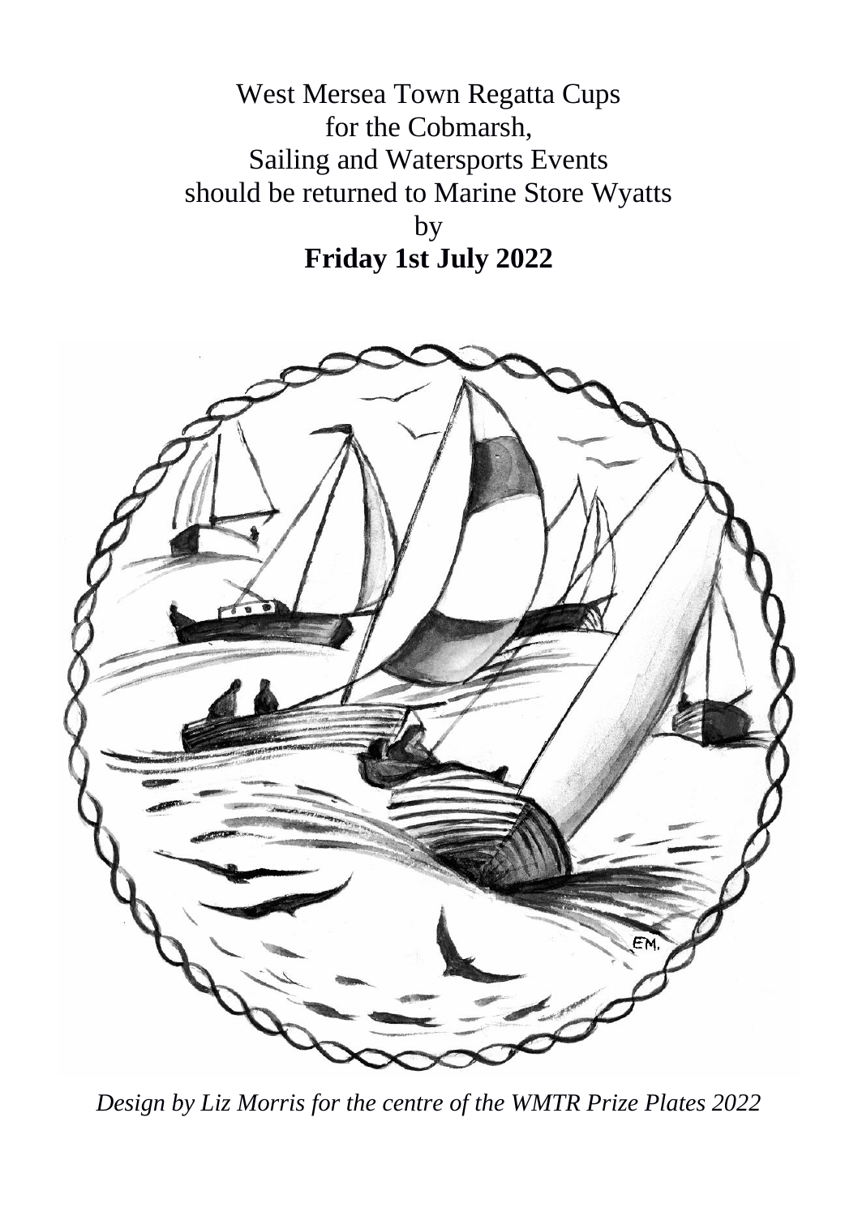West Mersea Town Regatta Cups
for the Cobmarsh,
Sailing and Watersports Events
should be returned to Marine Store Wyatts
by
**Friday 1st July 2022**

*Design by Liz Morris for the centre of the WMTR Prize Plates 2022*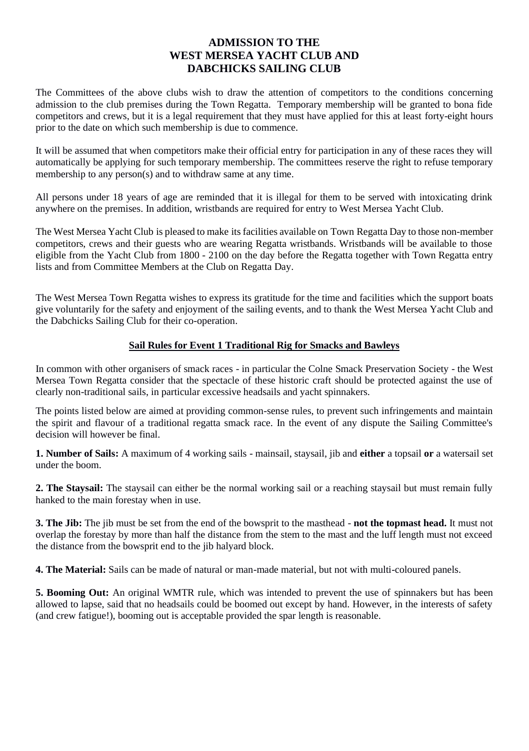# ADMISSION TO THE WEST MERSEA YACHT CLUB AND DABCHICKS SAILING CLUB

The Committees of the above clubs wish to draw the attention of competitors to the conditions concerning admission to the club premises during the Town Regatta. Temporary membership will be granted to bona fide competitors and crews, but it is a legal requirement that they must have applied for this at least forty-eight hours prior to the date on which such membership is due to commence.

It will be assumed that when competitors make their official entry for participation in any of these races they will automatically be applying for such temporary membership. The committees reserve the right to refuse temporary membership to any person(s) and to withdraw same at any time.

All persons under 18 years of age are reminded that it is illegal for them to be served with intoxicating drink anywhere on the premises. In addition, wristbands are required for entry to West Mersea Yacht Club.

The West Mersea Yacht Club is pleased to make its facilities available on Town Regatta Day to those non-member competitors, crews and their guests who are wearing Regatta wristbands. Wristbands will be available to those eligible from the Yacht Club from 1800 - 2100 on the day before the Regatta together with Town Regatta entry lists and from Committee Members at the Club on Regatta Day.

The West Mersea Town Regatta wishes to express its gratitude for the time and facilities which the support boats give voluntarily for the safety and enjoyment of the sailing events, and to thank the West Mersea Yacht Club and the Dabchicks Sailing Club for their co-operation.

## Sail Rules for Event 1 Traditional Rig for Smacks and Bawleys

In common with other organisers of smack races - in particular the Colne Smack Preservation Society - the West Mersea Town Regatta consider that the spectacle of these historic craft should be protected against the use of clearly non-traditional sails, in particular excessive headsails and yacht spinnakers.

The points listed below are aimed at providing common-sense rules, to prevent such infringements and maintain the spirit and flavour of a traditional regatta smack race. In the event of any dispute the Sailing Committee's decision will however be final.

**1. Number of Sails:** A maximum of 4 working sails - mainsail, staysail, jib and **either** a topsail **or** a watersail set under the boom.

**2. The Staysail:** The staysail can either be the normal working sail or a reaching staysail but must remain fully hanked to the main forestay when in use.

**3. The Jib:** The jib must be set from the end of the bowsprit to the masthead - **not the topmast head.** It must not overlap the forestay by more than half the distance from the stem to the mast and the luff length must not exceed the distance from the bowsprit end to the jib halyard block.

**4. The Material:** Sails can be made of natural or man-made material, but not with multi-coloured panels.

**5. Booming Out:** An original WMTR rule, which was intended to prevent the use of spinnakers but has been allowed to lapse, said that no headsails could be boomed out except by hand. However, in the interests of safety (and crew fatigue!), booming out is acceptable provided the spar length is reasonable.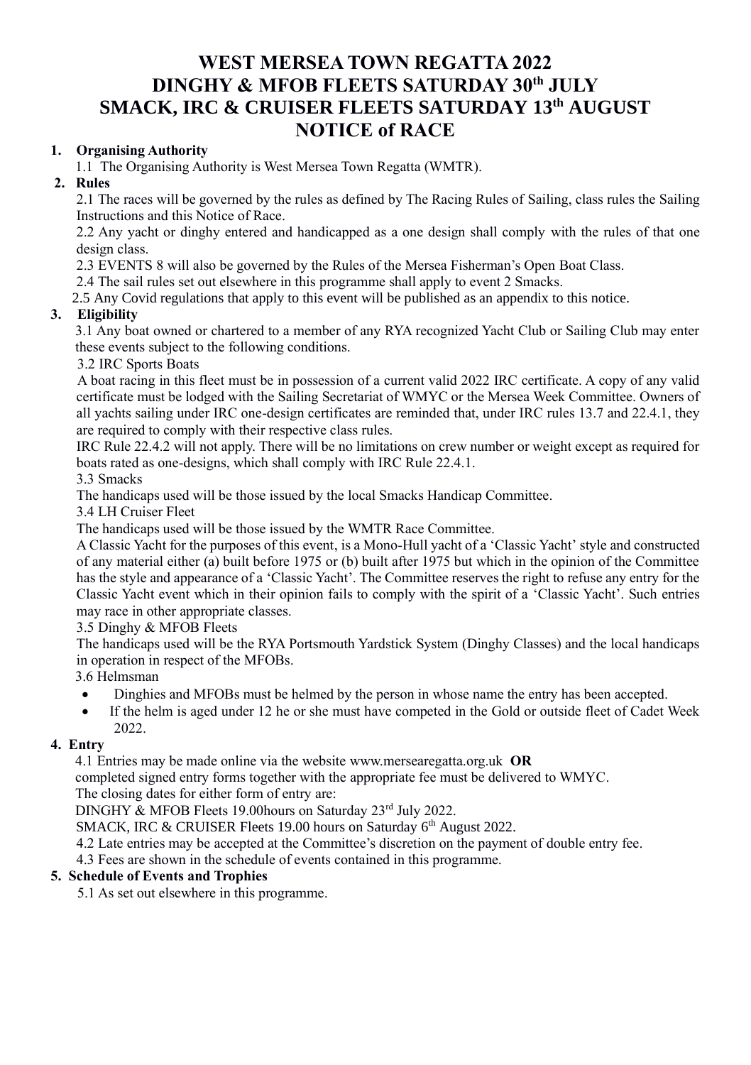# WEST MERSEA TOWN REGATTA 2022
# DINGHY & MFOB FLEETS SATURDAY 30th JULY
# SMACK, IRC & CRUISER FLEETS SATURDAY 13th AUGUST
# NOTICE of RACE

**1. Organising Authority**

1.1 The Organising Authority is West Mersea Town Regatta (WMTR).

**2. Rules**

2.1 The races will be governed by the rules as defined by The Racing Rules of Sailing, class rules the Sailing Instructions and this Notice of Race.

2.2 Any yacht or dinghy entered and handicapped as a one design shall comply with the rules of that one design class.

2.3 EVENTS 8 will also be governed by the Rules of the Mersea Fisherman's Open Boat Class.

2.4 The sail rules set out elsewhere in this programme shall apply to event 2 Smacks.

2.5 Any Covid regulations that apply to this event will be published as an appendix to this notice.

**3. Eligibility**

3.1 Any boat owned or chartered to a member of any RYA recognized Yacht Club or Sailing Club may enter these events subject to the following conditions.

3.2 IRC Sports Boats

A boat racing in this fleet must be in possession of a current valid 2022 IRC certificate. A copy of any valid certificate must be lodged with the Sailing Secretariat of WMYC or the Mersea Week Committee. Owners of all yachts sailing under IRC one-design certificates are reminded that, under IRC rules 13.7 and 22.4.1, they are required to comply with their respective class rules.

IRC Rule 22.4.2 will not apply. There will be no limitations on crew number or weight except as required for boats rated as one-designs, which shall comply with IRC Rule 22.4.1.

3.3 Smacks

The handicaps used will be those issued by the local Smacks Handicap Committee.

3.4 LH Cruiser Fleet

The handicaps used will be those issued by the WMTR Race Committee.

A Classic Yacht for the purposes of this event, is a Mono-Hull yacht of a 'Classic Yacht' style and constructed of any material either (a) built before 1975 or (b) built after 1975 but which in the opinion of the Committee has the style and appearance of a 'Classic Yacht'. The Committee reserves the right to refuse any entry for the Classic Yacht event which in their opinion fails to comply with the spirit of a 'Classic Yacht'. Such entries may race in other appropriate classes.

3.5 Dinghy & MFOB Fleets

The handicaps used will be the RYA Portsmouth Yardstick System (Dinghy Classes) and the local handicaps in operation in respect of the MFOBs.

3.6 Helmsman

- Dinghies and MFOBs must be helmed by the person in whose name the entry has been accepted.
- If the helm is aged under 12 he or she must have competed in the Gold or outside fleet of Cadet Week 2022.

**4. Entry**

4.1 Entries may be made online via the website www.mersearegatta.org.uk **OR**

completed signed entry forms together with the appropriate fee must be delivered to WMYC.

The closing dates for either form of entry are:

DINGHY & MFOB Fleets 19.00hours on Saturday 23rd July 2022.

SMACK, IRC & CRUISER Fleets 19.00 hours on Saturday 6th August 2022.

4.2 Late entries may be accepted at the Committee's discretion on the payment of double entry fee.

4.3 Fees are shown in the schedule of events contained in this programme.

**5. Schedule of Events and Trophies**

5.1 As set out elsewhere in this programme.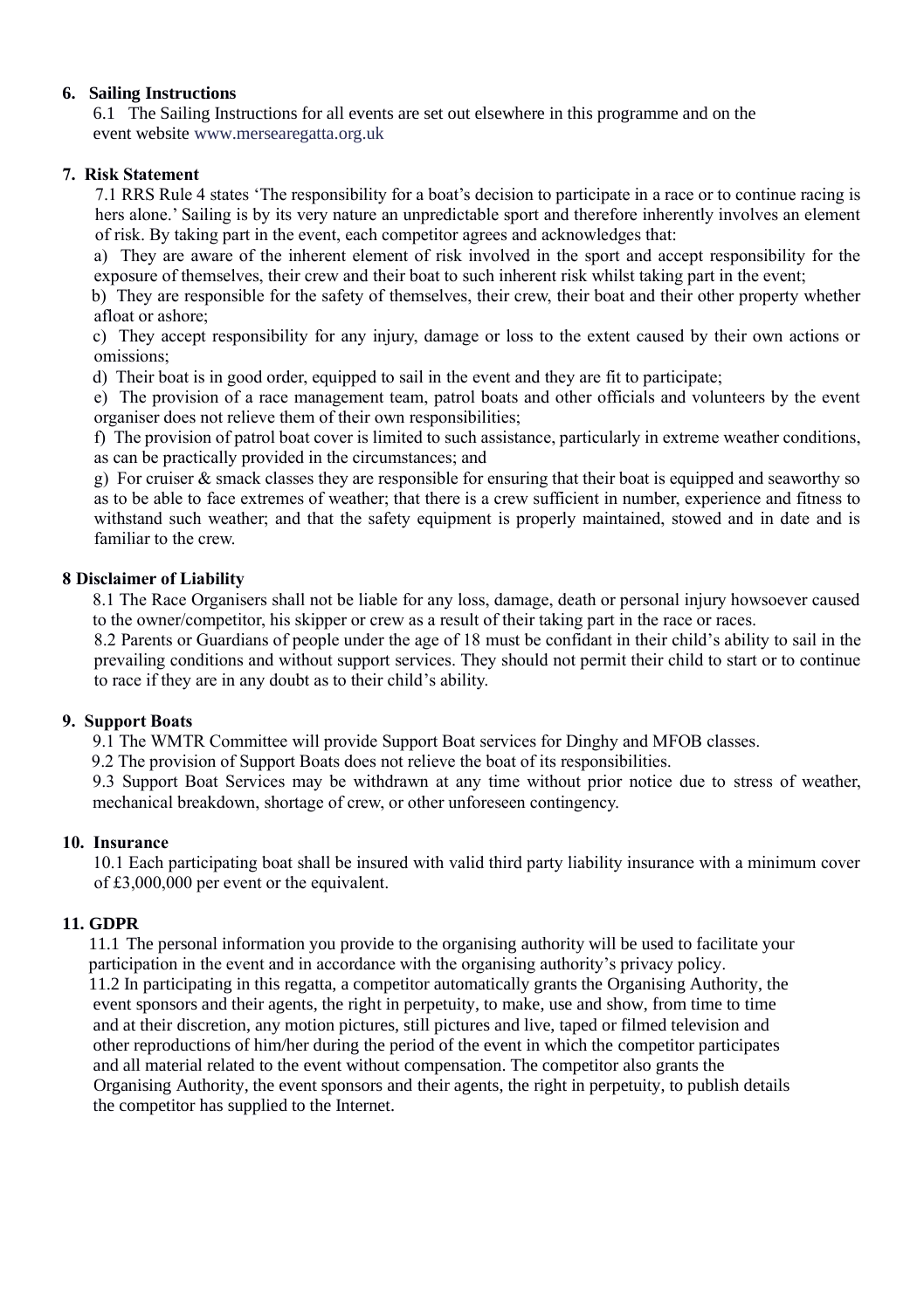## 6. Sailing Instructions

6.1 The Sailing Instructions for all events are set out elsewhere in this programme and on the event website www.mersearegatta.org.uk

## 7. Risk Statement

7.1 RRS Rule 4 states 'The responsibility for a boat's decision to participate in a race or to continue racing is hers alone.' Sailing is by its very nature an unpredictable sport and therefore inherently involves an element of risk. By taking part in the event, each competitor agrees and acknowledges that:

a) They are aware of the inherent element of risk involved in the sport and accept responsibility for the exposure of themselves, their crew and their boat to such inherent risk whilst taking part in the event;

b) They are responsible for the safety of themselves, their crew, their boat and their other property whether afloat or ashore;

c) They accept responsibility for any injury, damage or loss to the extent caused by their own actions or omissions;

d) Their boat is in good order, equipped to sail in the event and they are fit to participate;

e) The provision of a race management team, patrol boats and other officials and volunteers by the event organiser does not relieve them of their own responsibilities;

f) The provision of patrol boat cover is limited to such assistance, particularly in extreme weather conditions, as can be practically provided in the circumstances; and

g) For cruiser & smack classes they are responsible for ensuring that their boat is equipped and seaworthy so as to be able to face extremes of weather; that there is a crew sufficient in number, experience and fitness to withstand such weather; and that the safety equipment is properly maintained, stowed and in date and is familiar to the crew.

## 8 Disclaimer of Liability

8.1 The Race Organisers shall not be liable for any loss, damage, death or personal injury howsoever caused to the owner/competitor, his skipper or crew as a result of their taking part in the race or races.

8.2 Parents or Guardians of people under the age of 18 must be confidant in their child's ability to sail in the prevailing conditions and without support services. They should not permit their child to start or to continue to race if they are in any doubt as to their child's ability.

## 9. Support Boats

9.1 The WMTR Committee will provide Support Boat services for Dinghy and MFOB classes.

9.2 The provision of Support Boats does not relieve the boat of its responsibilities.

9.3 Support Boat Services may be withdrawn at any time without prior notice due to stress of weather, mechanical breakdown, shortage of crew, or other unforeseen contingency.

## 10. Insurance

10.1 Each participating boat shall be insured with valid third party liability insurance with a minimum cover of £3,000,000 per event or the equivalent.

## 11. GDPR

11.1 The personal information you provide to the organising authority will be used to facilitate your participation in the event and in accordance with the organising authority's privacy policy.

11.2 In participating in this regatta, a competitor automatically grants the Organising Authority, the event sponsors and their agents, the right in perpetuity, to make, use and show, from time to time and at their discretion, any motion pictures, still pictures and live, taped or filmed television and other reproductions of him/her during the period of the event in which the competitor participates and all material related to the event without compensation. The competitor also grants the Organising Authority, the event sponsors and their agents, the right in perpetuity, to publish details the competitor has supplied to the Internet.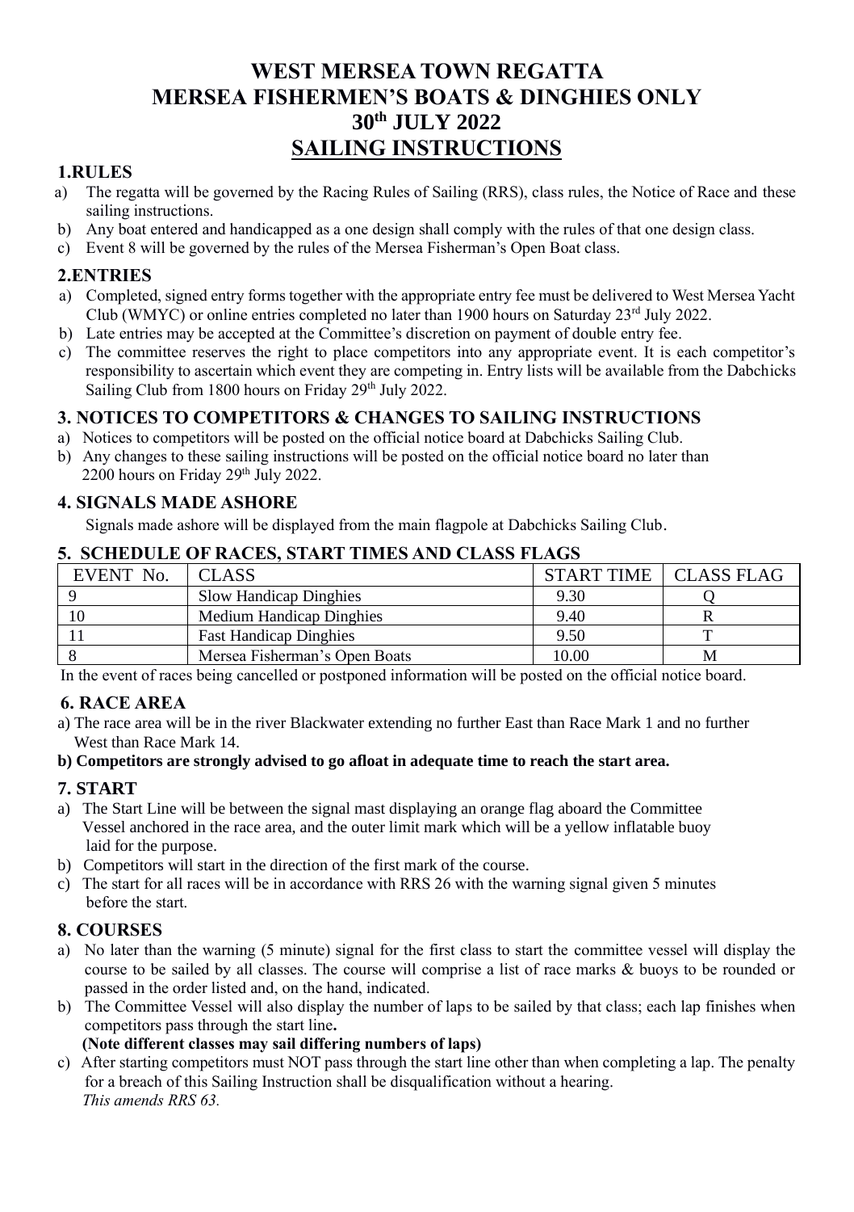# WEST MERSEA TOWN REGATTA
# MERSEA FISHERMEN'S BOATS & DINGHIES ONLY
# 30th JULY 2022
# SAILING INSTRUCTIONS

## 1.RULES

a) The regatta will be governed by the Racing Rules of Sailing (RRS), class rules, the Notice of Race and these sailing instructions.
b) Any boat entered and handicapped as a one design shall comply with the rules of that one design class.
c) Event 8 will be governed by the rules of the Mersea Fisherman's Open Boat class.

## 2.ENTRIES

a) Completed, signed entry forms together with the appropriate entry fee must be delivered to West Mersea Yacht Club (WMYC) or online entries completed no later than 1900 hours on Saturday 23rd July 2022.
b) Late entries may be accepted at the Committee's discretion on payment of double entry fee.
c) The committee reserves the right to place competitors into any appropriate event. It is each competitor's responsibility to ascertain which event they are competing in. Entry lists will be available from the Dabchicks Sailing Club from 1800 hours on Friday 29th July 2022.

## 3. NOTICES TO COMPETITORS & CHANGES TO SAILING INSTRUCTIONS

a) Notices to competitors will be posted on the official notice board at Dabchicks Sailing Club.
b) Any changes to these sailing instructions will be posted on the official notice board no later than 2200 hours on Friday 29th July 2022.

## 4. SIGNALS MADE ASHORE

Signals made ashore will be displayed from the main flagpole at Dabchicks Sailing Club.

## 5. SCHEDULE OF RACES, START TIMES AND CLASS FLAGS

| EVENT No. | CLASS | START TIME | CLASS FLAG |
|---|---|---|---|
| 9 | Slow Handicap Dinghies | 9.30 | Q |
| 10 | Medium Handicap Dinghies | 9.40 | R |
| 11 | Fast Handicap Dinghies | 9.50 | T |
| 8 | Mersea Fisherman's Open Boats | 10.00 | M |

In the event of races being cancelled or postponed information will be posted on the official notice board.

## 6. RACE AREA

a) The race area will be in the river Blackwater extending no further East than Race Mark 1 and no further West than Race Mark 14.

**b) Competitors are strongly advised to go afloat in adequate time to reach the start area.**

## 7. START

a) The Start Line will be between the signal mast displaying an orange flag aboard the Committee Vessel anchored in the race area, and the outer limit mark which will be a yellow inflatable buoy laid for the purpose.
b) Competitors will start in the direction of the first mark of the course.
c) The start for all races will be in accordance with RRS 26 with the warning signal given 5 minutes before the start.

## 8. COURSES

a) No later than the warning (5 minute) signal for the first class to start the committee vessel will display the course to be sailed by all classes. The course will comprise a list of race marks & buoys to be rounded or passed in the order listed and, on the hand, indicated.
b) The Committee Vessel will also display the number of laps to be sailed by that class; each lap finishes when competitors pass through the start line**.**
   **(Note different classes may sail differing numbers of laps)**
c) After starting competitors must NOT pass through the start line other than when completing a lap. The penalty for a breach of this Sailing Instruction shall be disqualification without a hearing.
   *This amends RRS 63.*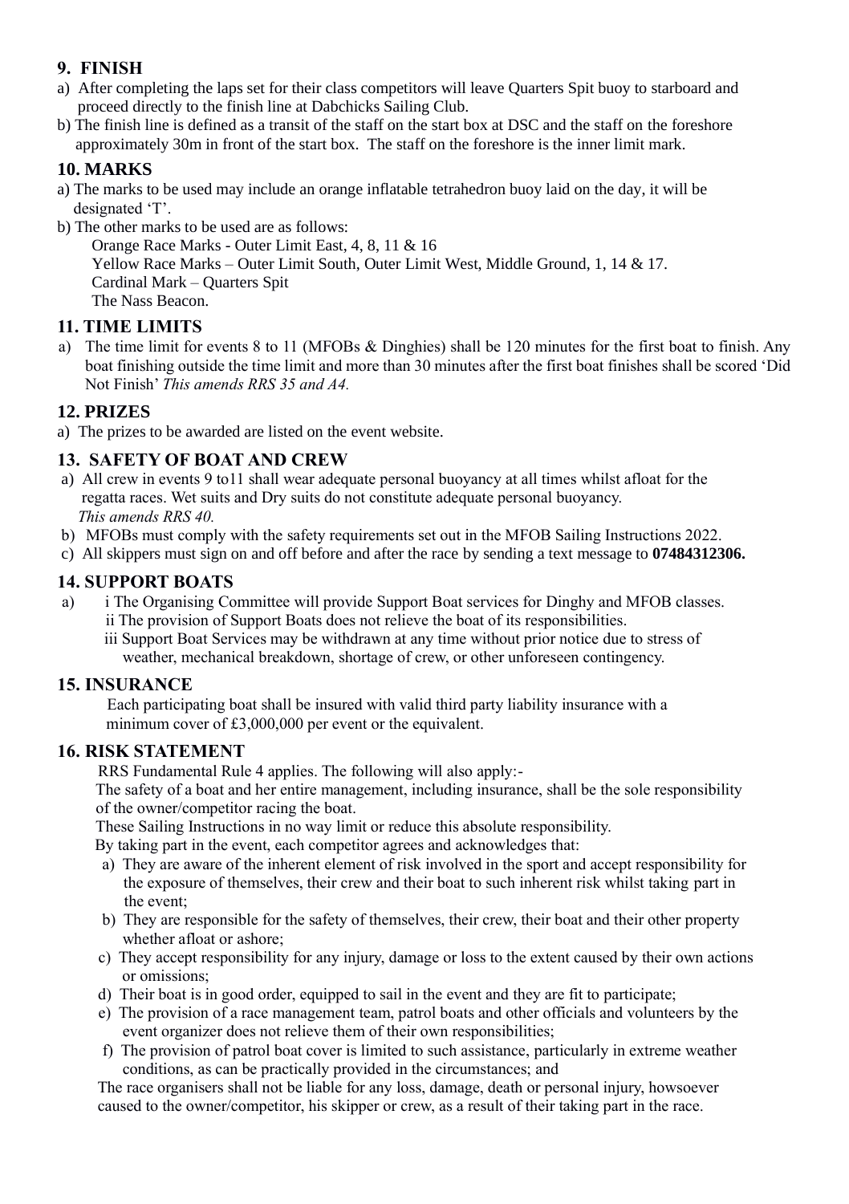## 9. FINISH

a) After completing the laps set for their class competitors will leave Quarters Spit buoy to starboard and proceed directly to the finish line at Dabchicks Sailing Club.

b) The finish line is defined as a transit of the staff on the start box at DSC and the staff on the foreshore approximately 30m in front of the start box. The staff on the foreshore is the inner limit mark.

## 10. MARKS

a) The marks to be used may include an orange inflatable tetrahedron buoy laid on the day, it will be designated 'T'.

b) The other marks to be used are as follows:

Orange Race Marks - Outer Limit East, 4, 8, 11 & 16
Yellow Race Marks – Outer Limit South, Outer Limit West, Middle Ground, 1, 14 & 17.
Cardinal Mark – Quarters Spit
The Nass Beacon.

## 11. TIME LIMITS

a) The time limit for events 8 to 11 (MFOBs & Dinghies) shall be 120 minutes for the first boat to finish. Any boat finishing outside the time limit and more than 30 minutes after the first boat finishes shall be scored 'Did Not Finish' *This amends RRS 35 and A4.*

## 12. PRIZES

a) The prizes to be awarded are listed on the event website.

## 13. SAFETY OF BOAT AND CREW

a) All crew in events 9 to11 shall wear adequate personal buoyancy at all times whilst afloat for the regatta races. Wet suits and Dry suits do not constitute adequate personal buoyancy. *This amends RRS 40.*

b) MFOBs must comply with the safety requirements set out in the MFOB Sailing Instructions 2022.

c) All skippers must sign on and off before and after the race by sending a text message to **07484312306.**

## 14. SUPPORT BOATS

a) i The Organising Committee will provide Support Boat services for Dinghy and MFOB classes.
ii The provision of Support Boats does not relieve the boat of its responsibilities.
iii Support Boat Services may be withdrawn at any time without prior notice due to stress of weather, mechanical breakdown, shortage of crew, or other unforeseen contingency.

## 15. INSURANCE

Each participating boat shall be insured with valid third party liability insurance with a minimum cover of £3,000,000 per event or the equivalent.

## 16. RISK STATEMENT

RRS Fundamental Rule 4 applies. The following will also apply:-

The safety of a boat and her entire management, including insurance, shall be the sole responsibility of the owner/competitor racing the boat.

These Sailing Instructions in no way limit or reduce this absolute responsibility.

By taking part in the event, each competitor agrees and acknowledges that:

a) They are aware of the inherent element of risk involved in the sport and accept responsibility for the exposure of themselves, their crew and their boat to such inherent risk whilst taking part in the event;

b) They are responsible for the safety of themselves, their crew, their boat and their other property whether afloat or ashore;

c) They accept responsibility for any injury, damage or loss to the extent caused by their own actions or omissions;

d) Their boat is in good order, equipped to sail in the event and they are fit to participate;

e) The provision of a race management team, patrol boats and other officials and volunteers by the event organizer does not relieve them of their own responsibilities;

f) The provision of patrol boat cover is limited to such assistance, particularly in extreme weather conditions, as can be practically provided in the circumstances; and

The race organisers shall not be liable for any loss, damage, death or personal injury, howsoever caused to the owner/competitor, his skipper or crew, as a result of their taking part in the race.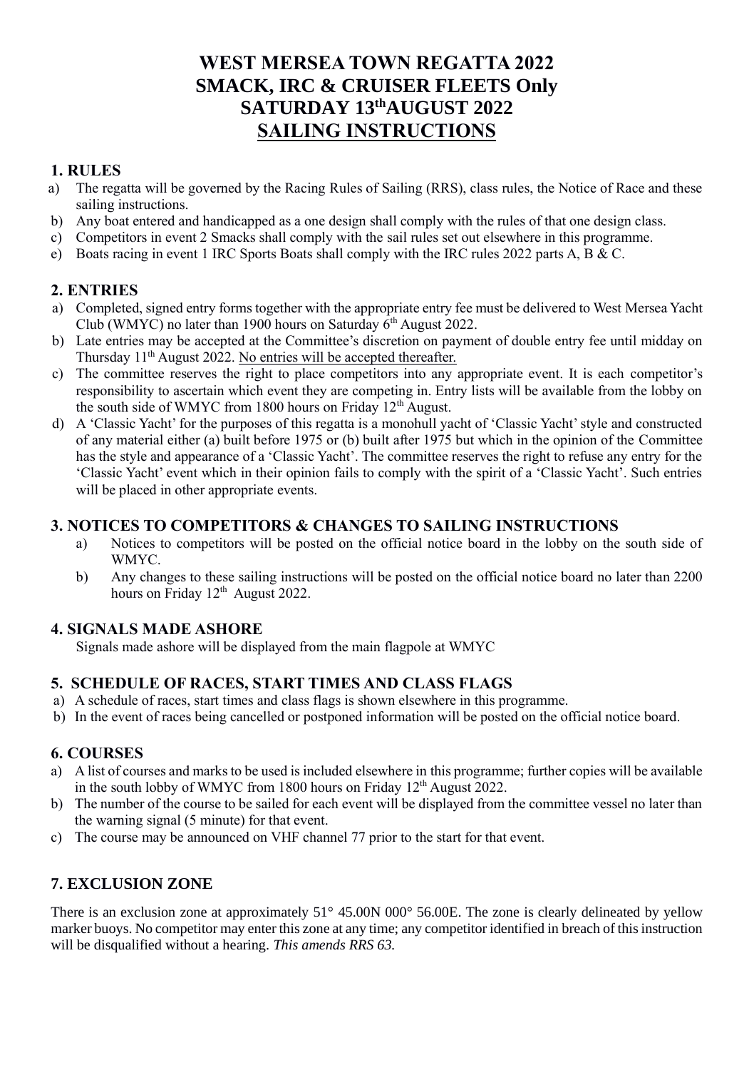# WEST MERSEA TOWN REGATTA 2022
# SMACK, IRC & CRUISER FLEETS Only
# SATURDAY 13th AUGUST 2022
# SAILING INSTRUCTIONS

## 1. RULES

a) The regatta will be governed by the Racing Rules of Sailing (RRS), class rules, the Notice of Race and these sailing instructions.

b) Any boat entered and handicapped as a one design shall comply with the rules of that one design class.

c) Competitors in event 2 Smacks shall comply with the sail rules set out elsewhere in this programme.

e) Boats racing in event 1 IRC Sports Boats shall comply with the IRC rules 2022 parts A, B & C.

## 2. ENTRIES

a) Completed, signed entry forms together with the appropriate entry fee must be delivered to West Mersea Yacht Club (WMYC) no later than 1900 hours on Saturday 6th August 2022.

b) Late entries may be accepted at the Committee's discretion on payment of double entry fee until midday on Thursday 11th August 2022. No entries will be accepted thereafter.

c) The committee reserves the right to place competitors into any appropriate event. It is each competitor's responsibility to ascertain which event they are competing in. Entry lists will be available from the lobby on the south side of WMYC from 1800 hours on Friday 12th August.

d) A 'Classic Yacht' for the purposes of this regatta is a monohull yacht of 'Classic Yacht' style and constructed of any material either (a) built before 1975 or (b) built after 1975 but which in the opinion of the Committee has the style and appearance of a 'Classic Yacht'. The committee reserves the right to refuse any entry for the 'Classic Yacht' event which in their opinion fails to comply with the spirit of a 'Classic Yacht'. Such entries will be placed in other appropriate events.

## 3. NOTICES TO COMPETITORS & CHANGES TO SAILING INSTRUCTIONS

a) Notices to competitors will be posted on the official notice board in the lobby on the south side of WMYC.

b) Any changes to these sailing instructions will be posted on the official notice board no later than 2200 hours on Friday 12th August 2022.

## 4. SIGNALS MADE ASHORE

Signals made ashore will be displayed from the main flagpole at WMYC

## 5. SCHEDULE OF RACES, START TIMES AND CLASS FLAGS

a) A schedule of races, start times and class flags is shown elsewhere in this programme.

b) In the event of races being cancelled or postponed information will be posted on the official notice board.

## 6. COURSES

a) A list of courses and marks to be used is included elsewhere in this programme; further copies will be available in the south lobby of WMYC from 1800 hours on Friday 12th August 2022.

b) The number of the course to be sailed for each event will be displayed from the committee vessel no later than the warning signal (5 minute) for that event.

c) The course may be announced on VHF channel 77 prior to the start for that event.

## 7. EXCLUSION ZONE

There is an exclusion zone at approximately 51° 45.00N 000° 56.00E. The zone is clearly delineated by yellow marker buoys. No competitor may enter this zone at any time; any competitor identified in breach of this instruction will be disqualified without a hearing. *This amends RRS 63.*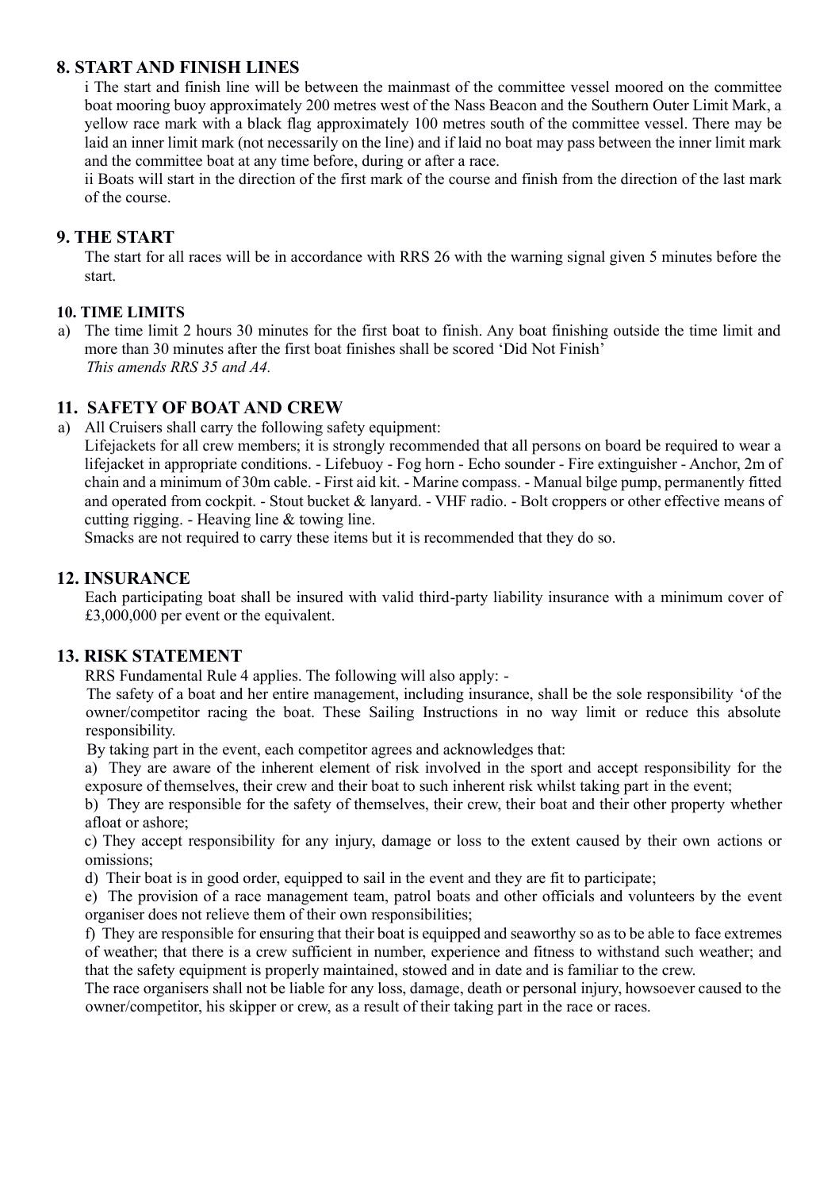## 8. START AND FINISH LINES

i The start and finish line will be between the mainmast of the committee vessel moored on the committee boat mooring buoy approximately 200 metres west of the Nass Beacon and the Southern Outer Limit Mark, a yellow race mark with a black flag approximately 100 metres south of the committee vessel. There may be laid an inner limit mark (not necessarily on the line) and if laid no boat may pass between the inner limit mark and the committee boat at any time before, during or after a race.

ii Boats will start in the direction of the first mark of the course and finish from the direction of the last mark of the course.

## 9. THE START

The start for all races will be in accordance with RRS 26 with the warning signal given 5 minutes before the start.

### 10. TIME LIMITS

a) The time limit 2 hours 30 minutes for the first boat to finish. Any boat finishing outside the time limit and more than 30 minutes after the first boat finishes shall be scored 'Did Not Finish'
*This amends RRS 35 and A4.*

## 11. SAFETY OF BOAT AND CREW

a) All Cruisers shall carry the following safety equipment:
Lifejackets for all crew members; it is strongly recommended that all persons on board be required to wear a lifejacket in appropriate conditions. - Lifebuoy - Fog horn - Echo sounder - Fire extinguisher - Anchor, 2m of chain and a minimum of 30m cable. - First aid kit. - Marine compass. - Manual bilge pump, permanently fitted and operated from cockpit. - Stout bucket & lanyard. - VHF radio. - Bolt croppers or other effective means of cutting rigging. - Heaving line & towing line.
Smacks are not required to carry these items but it is recommended that they do so.

## 12. INSURANCE

Each participating boat shall be insured with valid third-party liability insurance with a minimum cover of £3,000,000 per event or the equivalent.

## 13. RISK STATEMENT

RRS Fundamental Rule 4 applies. The following will also apply: -

The safety of a boat and her entire management, including insurance, shall be the sole responsibility 'of the owner/competitor racing the boat. These Sailing Instructions in no way limit or reduce this absolute responsibility.

By taking part in the event, each competitor agrees and acknowledges that:

a) They are aware of the inherent element of risk involved in the sport and accept responsibility for the exposure of themselves, their crew and their boat to such inherent risk whilst taking part in the event;

b) They are responsible for the safety of themselves, their crew, their boat and their other property whether afloat or ashore;

c) They accept responsibility for any injury, damage or loss to the extent caused by their own actions or omissions;

d) Their boat is in good order, equipped to sail in the event and they are fit to participate;

e) The provision of a race management team, patrol boats and other officials and volunteers by the event organiser does not relieve them of their own responsibilities;

f) They are responsible for ensuring that their boat is equipped and seaworthy so as to be able to face extremes of weather; that there is a crew sufficient in number, experience and fitness to withstand such weather; and that the safety equipment is properly maintained, stowed and in date and is familiar to the crew.

The race organisers shall not be liable for any loss, damage, death or personal injury, howsoever caused to the owner/competitor, his skipper or crew, as a result of their taking part in the race or races.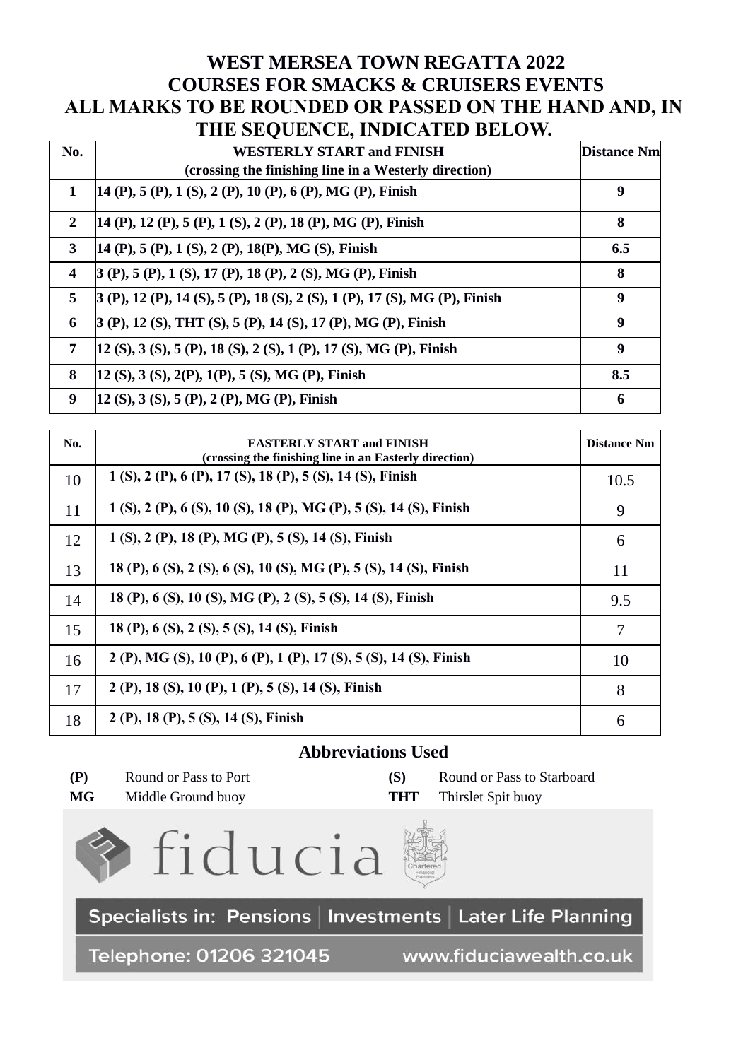# WEST MERSEA TOWN REGATTA 2022
## COURSES FOR SMACKS & CRUISERS EVENTS
## ALL MARKS TO BE ROUNDED OR PASSED ON THE HAND AND, IN THE SEQUENCE, INDICATED BELOW.

| No. | WESTERLY START and FINISH (crossing the finishing line in a Westerly direction) | Distance Nm |
|---|---|---|
| 1 | 14 (P), 5 (P), 1 (S), 2 (P), 10 (P), 6 (P), MG (P), Finish | 9 |
| 2 | 14 (P), 12 (P), 5 (P), 1 (S), 2 (P), 18 (P), MG (P), Finish | 8 |
| 3 | 14 (P), 5 (P), 1 (S), 2 (P), 18(P), MG (S), Finish | 6.5 |
| 4 | 3 (P), 5 (P), 1 (S), 17 (P), 18 (P), 2 (S), MG (P), Finish | 8 |
| 5 | 3 (P), 12 (P), 14 (S), 5 (P), 18 (S), 2 (S), 1 (P), 17 (S), MG (P), Finish | 9 |
| 6 | 3 (P), 12 (S), THT (S), 5 (P), 14 (S), 17 (P), MG (P), Finish | 9 |
| 7 | 12 (S), 3 (S), 5 (P), 18 (S), 2 (S), 1 (P), 17 (S), MG (P), Finish | 9 |
| 8 | 12 (S), 3 (S), 2(P), 1(P), 5 (S), MG (P), Finish | 8.5 |
| 9 | 12 (S), 3 (S), 5 (P), 2 (P), MG (P), Finish | 6 |

| No. | EASTERLY START and FINISH (crossing the finishing line in an Easterly direction) | Distance Nm |
|---|---|---|
| 10 | 1 (S), 2 (P), 6 (P), 17 (S), 18 (P), 5 (S), 14 (S), Finish | 10.5 |
| 11 | 1 (S), 2 (P), 6 (S), 10 (S), 18 (P), MG (P), 5 (S), 14 (S), Finish | 9 |
| 12 | 1 (S), 2 (P), 18 (P), MG (P), 5 (S), 14 (S), Finish | 6 |
| 13 | 18 (P), 6 (S), 2 (S), 6 (S), 10 (S), MG (P), 5 (S), 14 (S), Finish | 11 |
| 14 | 18 (P), 6 (S), 10 (S), MG (P), 2 (S), 5 (S), 14 (S), Finish | 9.5 |
| 15 | 18 (P), 6 (S), 2 (S), 5 (S), 14 (S), Finish | 7 |
| 16 | 2 (P), MG (S), 10 (P), 6 (P), 1 (P), 17 (S), 5 (S), 14 (S), Finish | 10 |
| 17 | 2 (P), 18 (S), 10 (P), 1 (P), 5 (S), 14 (S), Finish | 8 |
| 18 | 2 (P), 18 (P), 5 (S), 14 (S), Finish | 6 |

## Abbreviations Used

| | | | |
|---|---|---|---|
| **(P)** | Round or Pass to Port | **(S)** | Round or Pass to Starboard |
| **MG** | Middle Ground buoy | **THT** | Thirslet Spit buoy |

fiducia

Chartered Financial Planners

Specialists in: Pensions | Investments | Later Life Planning

Telephone: 01206 321045 www.fiduciawealth.co.uk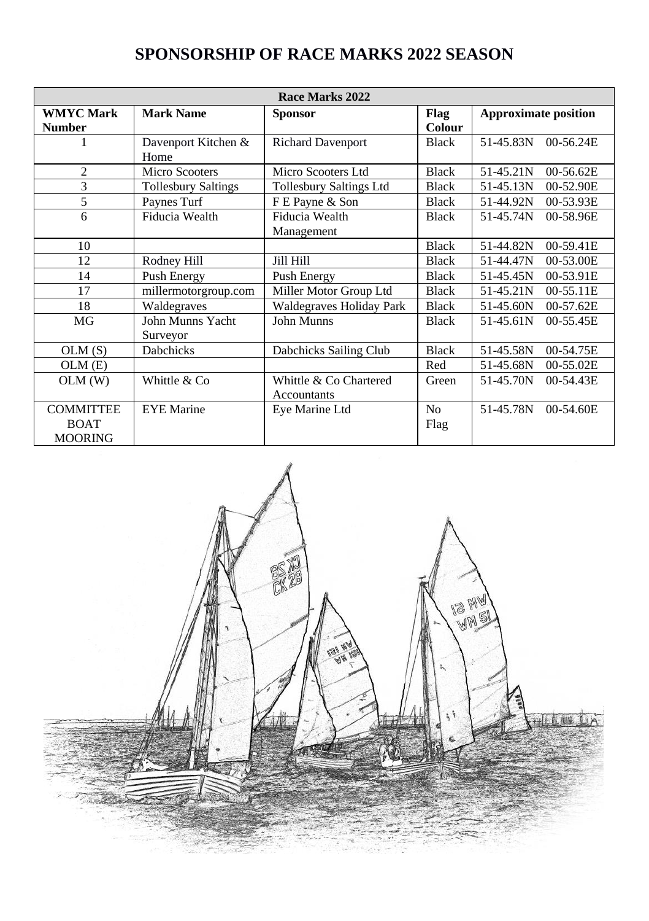# SPONSORSHIP OF RACE MARKS 2022 SEASON

| Race Marks 2022 | | | | |
|---|---|---|---|---|
| **WMYC Mark Number** | **Mark Name** | **Sponsor** | **Flag Colour** | **Approximate position** |
| 1 | Davenport Kitchen & Home | Richard Davenport | Black | 51-45.83N 00-56.24E |
| 2 | Micro Scooters | Micro Scooters Ltd | Black | 51-45.21N 00-56.62E |
| 3 | Tollesbury Saltings | Tollesbury Saltings Ltd | Black | 51-45.13N 00-52.90E |
| 5 | Paynes Turf | F E Payne & Son | Black | 51-44.92N 00-53.93E |
| 6 | Fiducia Wealth | Fiducia Wealth Management | Black | 51-45.74N 00-58.96E |
| 10 | | | Black | 51-44.82N 00-59.41E |
| 12 | Rodney Hill | Jill Hill | Black | 51-44.47N 00-53.00E |
| 14 | Push Energy | Push Energy | Black | 51-45.45N 00-53.91E |
| 17 | millermotorgroup.com | Miller Motor Group Ltd | Black | 51-45.21N 00-55.11E |
| 18 | Waldegraves | Waldegraves Holiday Park | Black | 51-45.60N 00-57.62E |
| MG | John Munns Yacht Surveyor | John Munns | Black | 51-45.61N 00-55.45E |
| OLM (S) | Dabchicks | Dabchicks Sailing Club | Black | 51-45.58N 00-54.75E |
| OLM (E) | | | Red | 51-45.68N 00-55.02E |
| OLM (W) | Whittle & Co | Whittle & Co Chartered Accountants | Green | 51-45.70N 00-54.43E |
| COMMITTEE BOAT MOORING | EYE Marine | Eye Marine Ltd | No Flag | 51-45.78N 00-54.60E |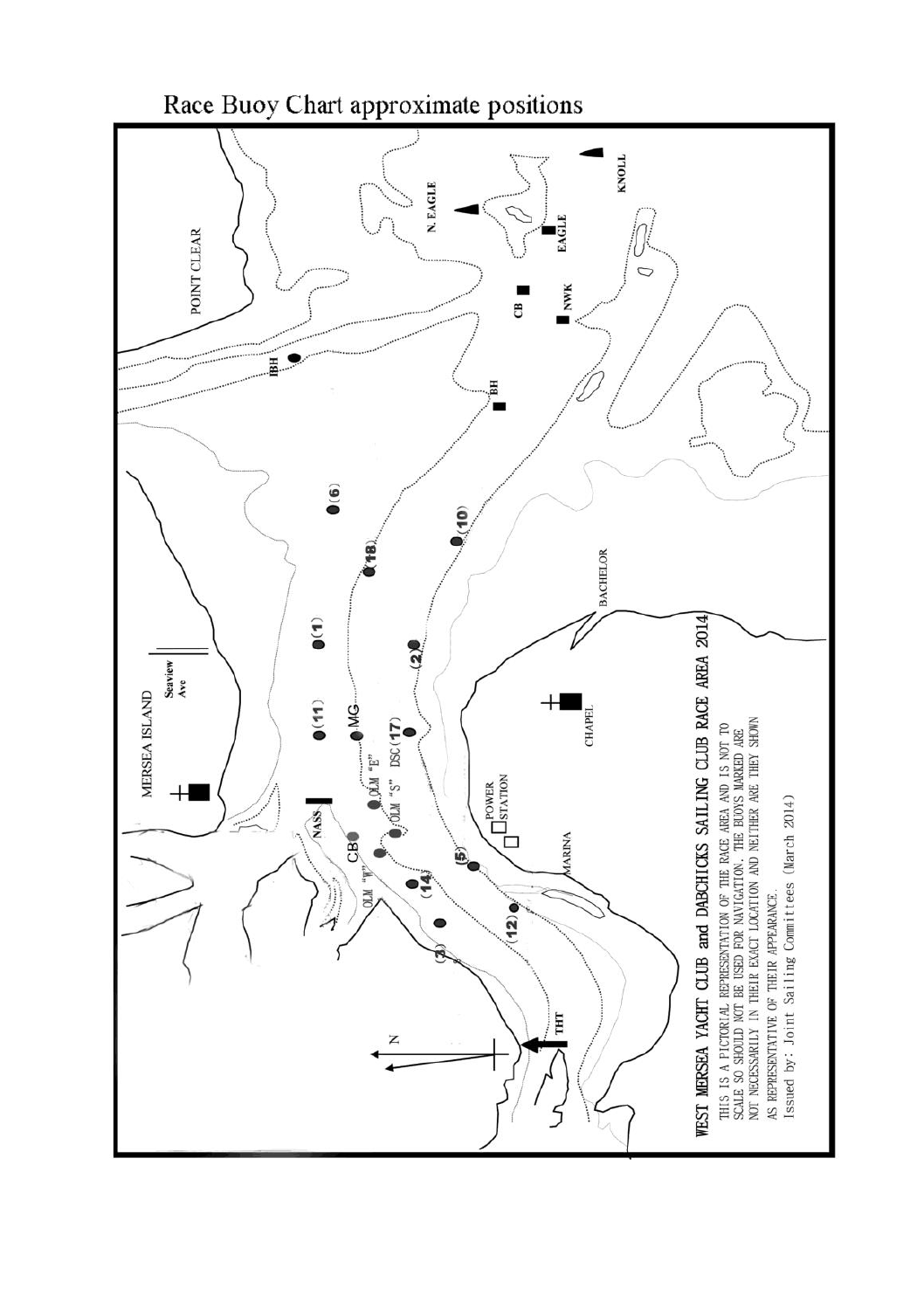# Race Buoy Chart approximate positions

POINT CLEAR

N. EAGLE

EAGLE

KNOLL

CB

NWK

IBH

BH

(6)

(10)

(18)

BACHELOR

(1)

(2)

MERSEA ISLAND

Seaview Ave

(11)

MG

OLM "E"

DSC (17)

CHAPEL

OLM "S"

POWER STATION

NASS

CB

OLM "W"

(14)

(5)

MARINA

(3)

(12)

THT

N

**WEST MERSEA YACHT CLUB and DABCHICKS SAILING CLUB RACE AREA 2014**

THIS IS A PICTORIAL REPRESENTATION OF THE RACE AREA AND IS NOT TO SCALE SO SHOULD NOT BE USED FOR NAVIGATION. THE BUOYS MARKED ARE NOT NECESSARILY IN THEIR EXACT LOCATION AND NEITHER ARE THEY SHOWN AS REPRESENTATIVE OF THEIR APPEARANCE.

Issued by: Joint Sailing Committees (March 2014)